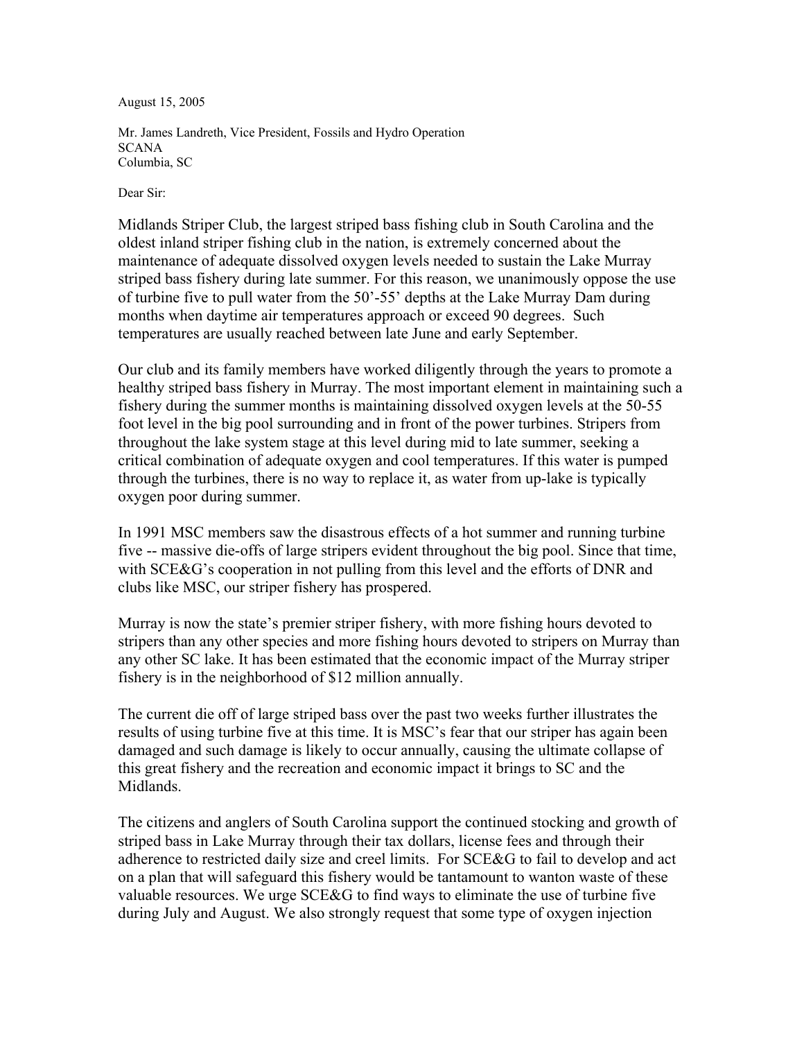August 15, 2005

Mr. James Landreth, Vice President, Fossils and Hydro Operation
SCANA
Columbia, SC

Dear Sir:

Midlands Striper Club, the largest striped bass fishing club in South Carolina and the oldest inland striper fishing club in the nation, is extremely concerned about the maintenance of adequate dissolved oxygen levels needed to sustain the Lake Murray striped bass fishery during late summer. For this reason, we unanimously oppose the use of turbine five to pull water from the 50'-55' depths at the Lake Murray Dam during months when daytime air temperatures approach or exceed 90 degrees. Such temperatures are usually reached between late June and early September.

Our club and its family members have worked diligently through the years to promote a healthy striped bass fishery in Murray. The most important element in maintaining such a fishery during the summer months is maintaining dissolved oxygen levels at the 50-55 foot level in the big pool surrounding and in front of the power turbines. Stripers from throughout the lake system stage at this level during mid to late summer, seeking a critical combination of adequate oxygen and cool temperatures. If this water is pumped through the turbines, there is no way to replace it, as water from up-lake is typically oxygen poor during summer.

In 1991 MSC members saw the disastrous effects of a hot summer and running turbine five -- massive die-offs of large stripers evident throughout the big pool. Since that time, with SCE&G's cooperation in not pulling from this level and the efforts of DNR and clubs like MSC, our striper fishery has prospered.

Murray is now the state's premier striper fishery, with more fishing hours devoted to stripers than any other species and more fishing hours devoted to stripers on Murray than any other SC lake. It has been estimated that the economic impact of the Murray striper fishery is in the neighborhood of $12 million annually.

The current die off of large striped bass over the past two weeks further illustrates the results of using turbine five at this time. It is MSC's fear that our striper has again been damaged and such damage is likely to occur annually, causing the ultimate collapse of this great fishery and the recreation and economic impact it brings to SC and the Midlands.

The citizens and anglers of South Carolina support the continued stocking and growth of striped bass in Lake Murray through their tax dollars, license fees and through their adherence to restricted daily size and creel limits. For SCE&G to fail to develop and act on a plan that will safeguard this fishery would be tantamount to wanton waste of these valuable resources. We urge SCE&G to find ways to eliminate the use of turbine five during July and August. We also strongly request that some type of oxygen injection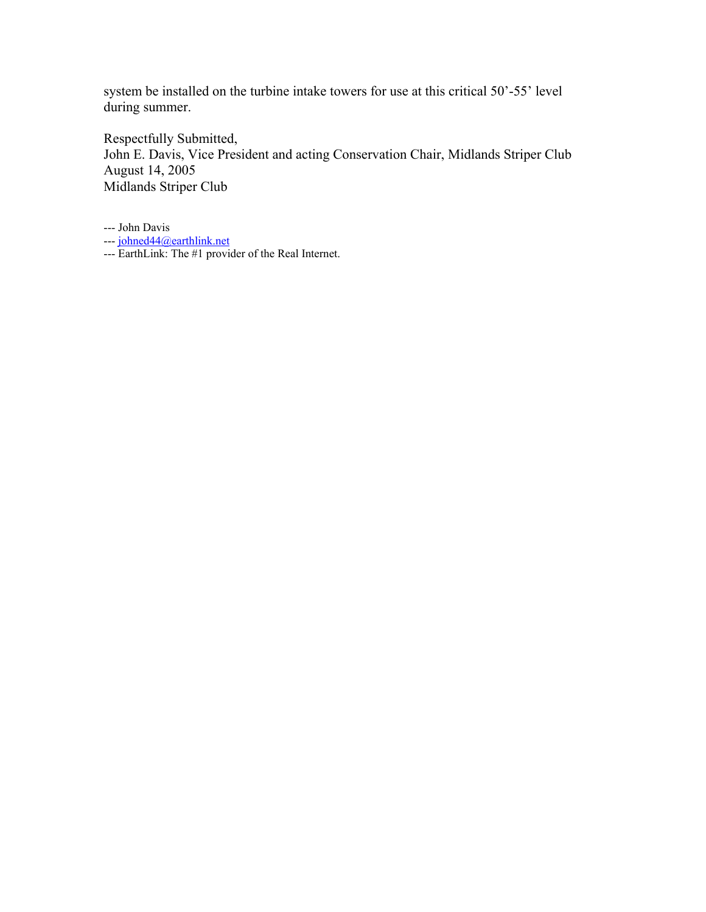system be installed on the turbine intake towers for use at this critical 50'-55' level during summer.

Respectfully Submitted,  
John E. Davis, Vice President and acting Conservation Chair, Midlands Striper Club  
August 14, 2005  
Midlands Striper Club

--- John Davis  
--- johned44@earthlink.net  
--- EarthLink: The #1 provider of the Real Internet.